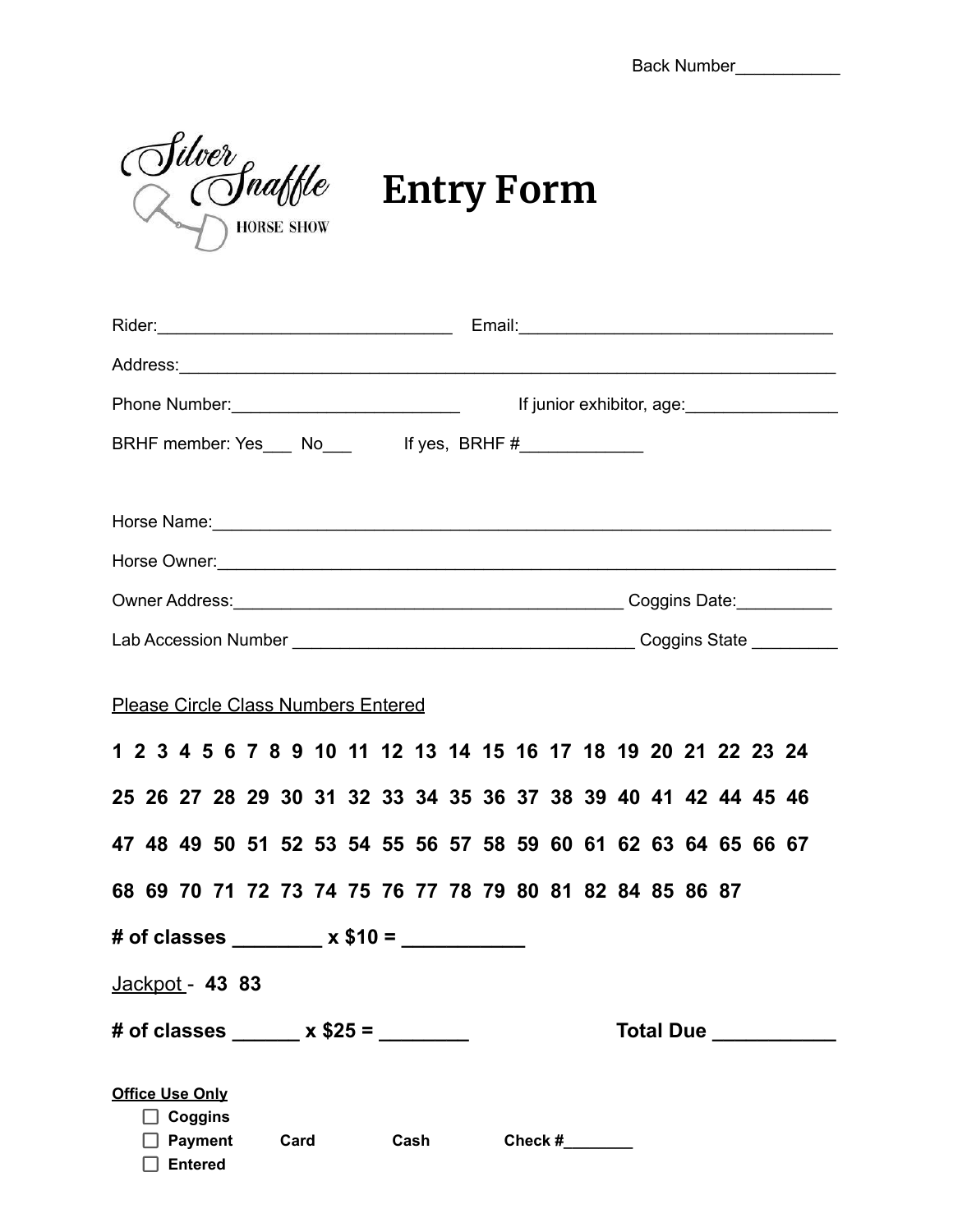Back Number___________

Silver Snaffle HORSE SHOW

# Entry Form

Rider:_______________________________ Email:_________________________________

Address:______________________________________________________________________

Phone Number:________________________ If junior exhibitor, age:________________

BRHF member: Yes___ No___ If yes, BRHF #_____________

Horse Name:___________________________________________________________________

Horse Owner:__________________________________________________________________

Owner Address:__________________________________________ Coggins Date:__________

Lab Accession Number ____________________________________ Coggins State _________

Please Circle Class Numbers Entered

**1 2 3 4 5 6 7 8 9 10 11 12 13 14 15 16 17 18 19 20 21 22 23 24**

**25 26 27 28 29 30 31 32 33 34 35 36 37 38 39 40 41 42 44 45 46**

**47 48 49 50 51 52 53 54 55 56 57 58 59 60 61 62 63 64 65 66 67**

**68 69 70 71 72 73 74 75 76 77 78 79 80 81 82 84 85 86 87**

**# of classes ________ x $10 = ___________**

Jackpot - **43 83**

**# of classes ______ x $25 = ________** **Total Due ___________**

**Office Use Only**

- ☐ **Coggins**
- ☐ **Payment** **Card** **Cash** **Check #________**
- ☐ **Entered**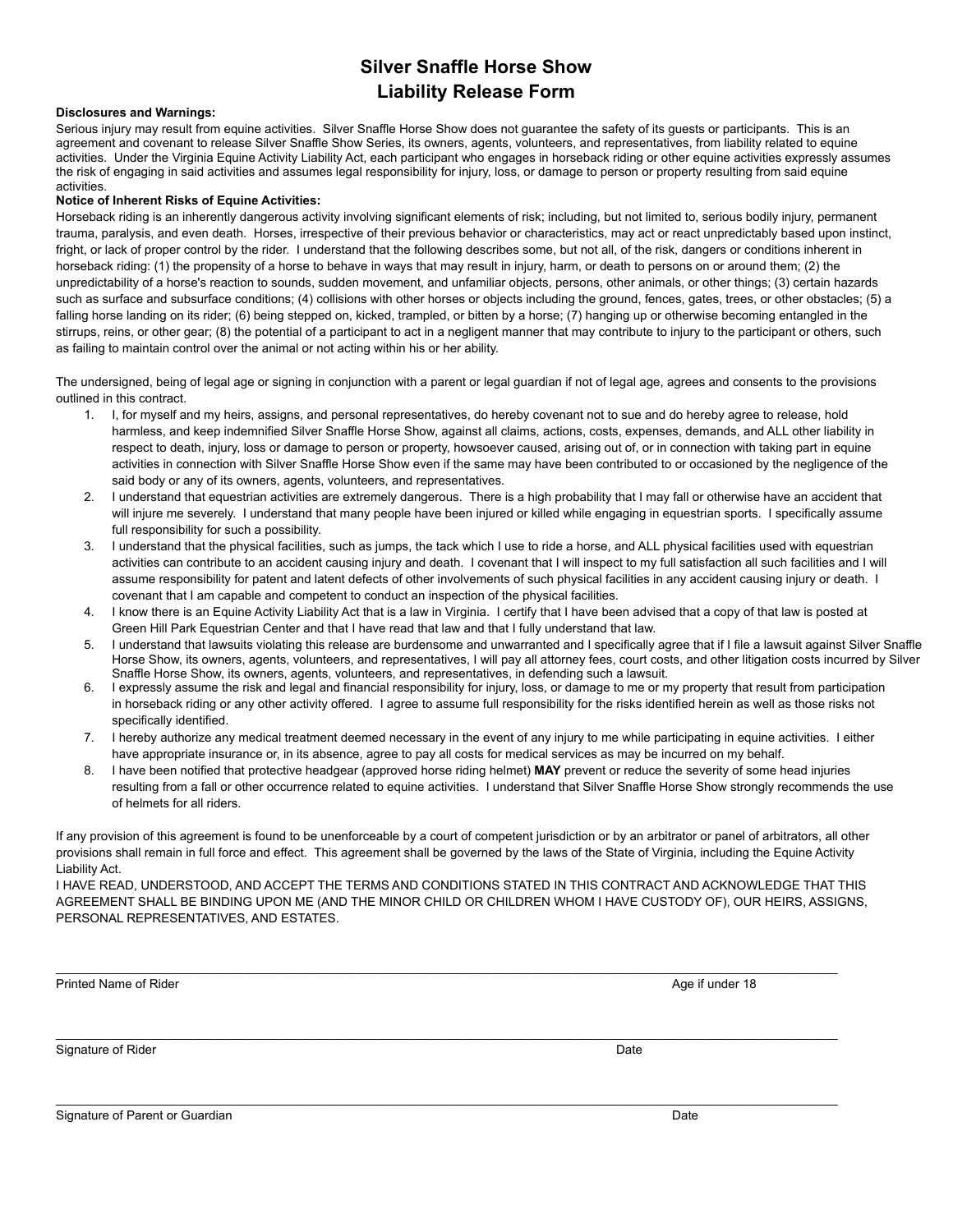# Silver Snaffle Horse Show
# Liability Release Form

**Disclosures and Warnings:**

Serious injury may result from equine activities. Silver Snaffle Horse Show does not guarantee the safety of its guests or participants. This is an agreement and covenant to release Silver Snaffle Show Series, its owners, agents, volunteers, and representatives, from liability related to equine activities. Under the Virginia Equine Activity Liability Act, each participant who engages in horseback riding or other equine activities expressly assumes the risk of engaging in said activities and assumes legal responsibility for injury, loss, or damage to person or property resulting from said equine activities.

**Notice of Inherent Risks of Equine Activities:**

Horseback riding is an inherently dangerous activity involving significant elements of risk; including, but not limited to, serious bodily injury, permanent trauma, paralysis, and even death. Horses, irrespective of their previous behavior or characteristics, may act or react unpredictably based upon instinct, fright, or lack of proper control by the rider. I understand that the following describes some, but not all, of the risk, dangers or conditions inherent in horseback riding: (1) the propensity of a horse to behave in ways that may result in injury, harm, or death to persons on or around them; (2) the unpredictability of a horse's reaction to sounds, sudden movement, and unfamiliar objects, persons, other animals, or other things; (3) certain hazards such as surface and subsurface conditions; (4) collisions with other horses or objects including the ground, fences, gates, trees, or other obstacles; (5) a falling horse landing on its rider; (6) being stepped on, kicked, trampled, or bitten by a horse; (7) hanging up or otherwise becoming entangled in the stirrups, reins, or other gear; (8) the potential of a participant to act in a negligent manner that may contribute to injury to the participant or others, such as failing to maintain control over the animal or not acting within his or her ability.

The undersigned, being of legal age or signing in conjunction with a parent or legal guardian if not of legal age, agrees and consents to the provisions outlined in this contract.

1. I, for myself and my heirs, assigns, and personal representatives, do hereby covenant not to sue and do hereby agree to release, hold harmless, and keep indemnified Silver Snaffle Horse Show, against all claims, actions, costs, expenses, demands, and ALL other liability in respect to death, injury, loss or damage to person or property, howsoever caused, arising out of, or in connection with taking part in equine activities in connection with Silver Snaffle Horse Show even if the same may have been contributed to or occasioned by the negligence of the said body or any of its owners, agents, volunteers, and representatives.
2. I understand that equestrian activities are extremely dangerous. There is a high probability that I may fall or otherwise have an accident that will injure me severely. I understand that many people have been injured or killed while engaging in equestrian sports. I specifically assume full responsibility for such a possibility.
3. I understand that the physical facilities, such as jumps, the tack which I use to ride a horse, and ALL physical facilities used with equestrian activities can contribute to an accident causing injury and death. I covenant that I will inspect to my full satisfaction all such facilities and I will assume responsibility for patent and latent defects of other involvements of such physical facilities in any accident causing injury or death. I covenant that I am capable and competent to conduct an inspection of the physical facilities.
4. I know there is an Equine Activity Liability Act that is a law in Virginia. I certify that I have been advised that a copy of that law is posted at Green Hill Park Equestrian Center and that I have read that law and that I fully understand that law.
5. I understand that lawsuits violating this release are burdensome and unwarranted and I specifically agree that if I file a lawsuit against Silver Snaffle Horse Show, its owners, agents, volunteers, and representatives, I will pay all attorney fees, court costs, and other litigation costs incurred by Silver Snaffle Horse Show, its owners, agents, volunteers, and representatives, in defending such a lawsuit.
6. I expressly assume the risk and legal and financial responsibility for injury, loss, or damage to me or my property that result from participation in horseback riding or any other activity offered. I agree to assume full responsibility for the risks identified herein as well as those risks not specifically identified.
7. I hereby authorize any medical treatment deemed necessary in the event of any injury to me while participating in equine activities. I either have appropriate insurance or, in its absence, agree to pay all costs for medical services as may be incurred on my behalf.
8. I have been notified that protective headgear (approved horse riding helmet) **MAY** prevent or reduce the severity of some head injuries resulting from a fall or other occurrence related to equine activities. I understand that Silver Snaffle Horse Show strongly recommends the use of helmets for all riders.

If any provision of this agreement is found to be unenforceable by a court of competent jurisdiction or by an arbitrator or panel of arbitrators, all other provisions shall remain in full force and effect. This agreement shall be governed by the laws of the State of Virginia, including the Equine Activity Liability Act.

I HAVE READ, UNDERSTOOD, AND ACCEPT THE TERMS AND CONDITIONS STATED IN THIS CONTRACT AND ACKNOWLEDGE THAT THIS AGREEMENT SHALL BE BINDING UPON ME (AND THE MINOR CHILD OR CHILDREN WHOM I HAVE CUSTODY OF), OUR HEIRS, ASSIGNS, PERSONAL REPRESENTATIVES, AND ESTATES.

___________________________________________________________________________

Printed Name of Rider                                                                                    Age if under 18

___________________________________________________________________________

Signature of Rider                                                                                    Date

___________________________________________________________________________

Signature of Parent or Guardian                                                                                    Date